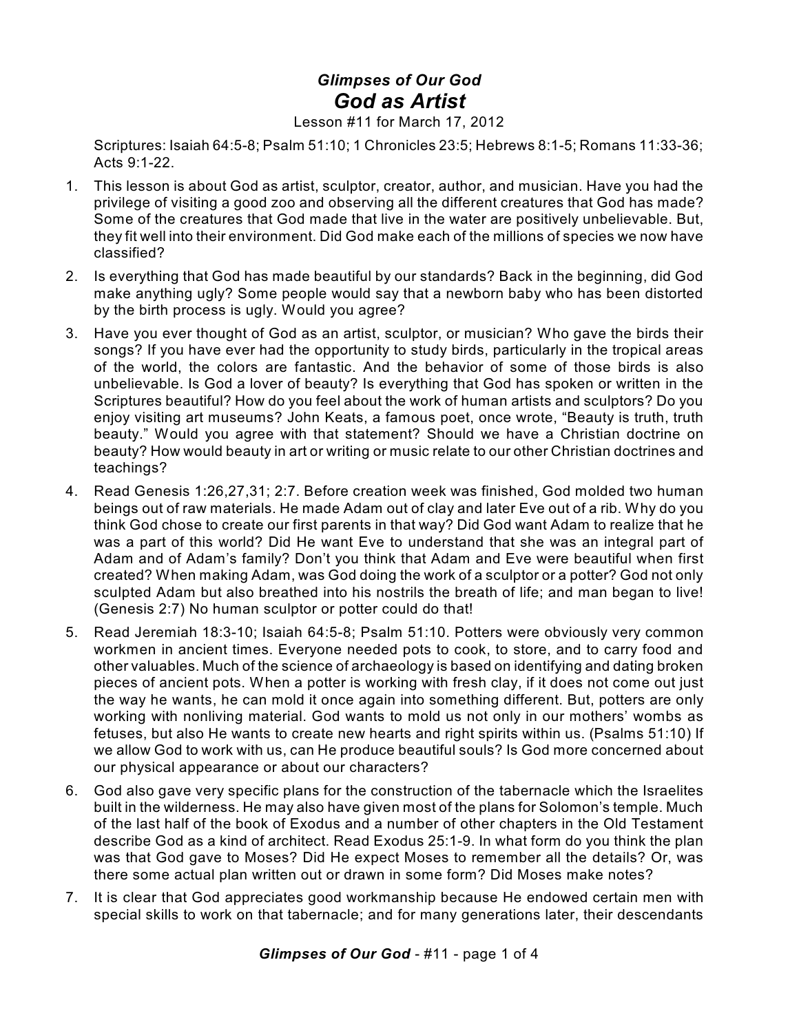### *Glimpses of Our God*

# *God as Artist*

Lesson #11 for March 17, 2012

Scriptures: Isaiah 64:5-8; Psalm 51:10; 1 Chronicles 23:5; Hebrews 8:1-5; Romans 11:33-36; Acts 9:1-22.

1. This lesson is about God as artist, sculptor, creator, author, and musician. Have you had the privilege of visiting a good zoo and observing all the different creatures that God has made? Some of the creatures that God made that live in the water are positively unbelievable. But, they fit well into their environment. Did God make each of the millions of species we now have classified?
2. Is everything that God has made beautiful by our standards? Back in the beginning, did God make anything ugly? Some people would say that a newborn baby who has been distorted by the birth process is ugly. Would you agree?
3. Have you ever thought of God as an artist, sculptor, or musician? Who gave the birds their songs? If you have ever had the opportunity to study birds, particularly in the tropical areas of the world, the colors are fantastic. And the behavior of some of those birds is also unbelievable. Is God a lover of beauty? Is everything that God has spoken or written in the Scriptures beautiful? How do you feel about the work of human artists and sculptors? Do you enjoy visiting art museums? John Keats, a famous poet, once wrote, "Beauty is truth, truth beauty." Would you agree with that statement? Should we have a Christian doctrine on beauty? How would beauty in art or writing or music relate to our other Christian doctrines and teachings?
4. Read Genesis 1:26,27,31; 2:7. Before creation week was finished, God molded two human beings out of raw materials. He made Adam out of clay and later Eve out of a rib. Why do you think God chose to create our first parents in that way? Did God want Adam to realize that he was a part of this world? Did He want Eve to understand that she was an integral part of Adam and of Adam's family? Don't you think that Adam and Eve were beautiful when first created? When making Adam, was God doing the work of a sculptor or a potter? God not only sculpted Adam but also breathed into his nostrils the breath of life; and man began to live! (Genesis 2:7) No human sculptor or potter could do that!
5. Read Jeremiah 18:3-10; Isaiah 64:5-8; Psalm 51:10. Potters were obviously very common workmen in ancient times. Everyone needed pots to cook, to store, and to carry food and other valuables. Much of the science of archaeology is based on identifying and dating broken pieces of ancient pots. When a potter is working with fresh clay, if it does not come out just the way he wants, he can mold it once again into something different. But, potters are only working with nonliving material. God wants to mold us not only in our mothers' wombs as fetuses, but also He wants to create new hearts and right spirits within us. (Psalms 51:10) If we allow God to work with us, can He produce beautiful souls? Is God more concerned about our physical appearance or about our characters?
6. God also gave very specific plans for the construction of the tabernacle which the Israelites built in the wilderness. He may also have given most of the plans for Solomon's temple. Much of the last half of the book of Exodus and a number of other chapters in the Old Testament describe God as a kind of architect. Read Exodus 25:1-9. In what form do you think the plan was that God gave to Moses? Did He expect Moses to remember all the details? Or, was there some actual plan written out or drawn in some form? Did Moses make notes?
7. It is clear that God appreciates good workmanship because He endowed certain men with special skills to work on that tabernacle; and for many generations later, their descendants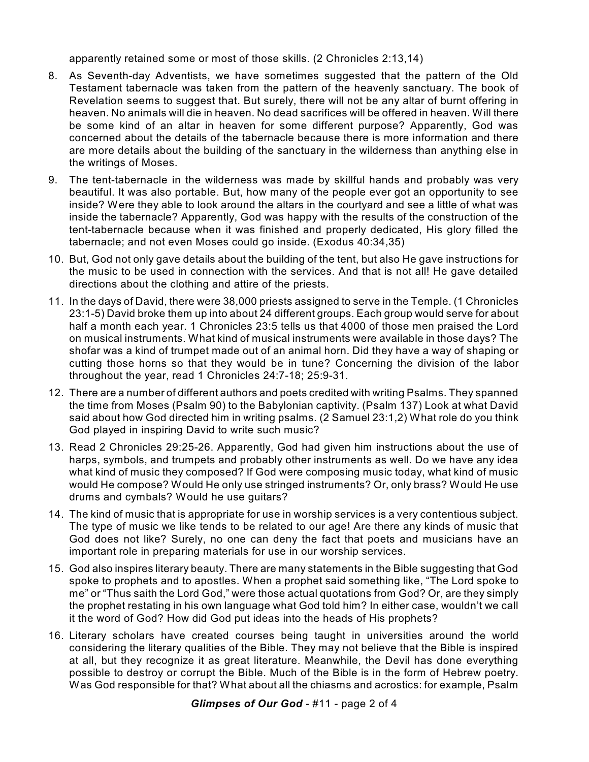apparently retained some or most of those skills. (2 Chronicles 2:13,14)

8. As Seventh-day Adventists, we have sometimes suggested that the pattern of the Old Testament tabernacle was taken from the pattern of the heavenly sanctuary. The book of Revelation seems to suggest that. But surely, there will not be any altar of burnt offering in heaven. No animals will die in heaven. No dead sacrifices will be offered in heaven. Will there be some kind of an altar in heaven for some different purpose? Apparently, God was concerned about the details of the tabernacle because there is more information and there are more details about the building of the sanctuary in the wilderness than anything else in the writings of Moses.

9. The tent-tabernacle in the wilderness was made by skillful hands and probably was very beautiful. It was also portable. But, how many of the people ever got an opportunity to see inside? Were they able to look around the altars in the courtyard and see a little of what was inside the tabernacle? Apparently, God was happy with the results of the construction of the tent-tabernacle because when it was finished and properly dedicated, His glory filled the tabernacle; and not even Moses could go inside. (Exodus 40:34,35)

10. But, God not only gave details about the building of the tent, but also He gave instructions for the music to be used in connection with the services. And that is not all! He gave detailed directions about the clothing and attire of the priests.

11. In the days of David, there were 38,000 priests assigned to serve in the Temple. (1 Chronicles 23:1-5) David broke them up into about 24 different groups. Each group would serve for about half a month each year. 1 Chronicles 23:5 tells us that 4000 of those men praised the Lord on musical instruments. What kind of musical instruments were available in those days? The shofar was a kind of trumpet made out of an animal horn. Did they have a way of shaping or cutting those horns so that they would be in tune? Concerning the division of the labor throughout the year, read 1 Chronicles 24:7-18; 25:9-31.

12. There are a number of different authors and poets credited with writing Psalms. They spanned the time from Moses (Psalm 90) to the Babylonian captivity. (Psalm 137) Look at what David said about how God directed him in writing psalms. (2 Samuel 23:1,2) What role do you think God played in inspiring David to write such music?

13. Read 2 Chronicles 29:25-26. Apparently, God had given him instructions about the use of harps, symbols, and trumpets and probably other instruments as well. Do we have any idea what kind of music they composed? If God were composing music today, what kind of music would He compose? Would He only use stringed instruments? Or, only brass? Would He use drums and cymbals? Would he use guitars?

14. The kind of music that is appropriate for use in worship services is a very contentious subject. The type of music we like tends to be related to our age! Are there any kinds of music that God does not like? Surely, no one can deny the fact that poets and musicians have an important role in preparing materials for use in our worship services.

15. God also inspires literary beauty. There are many statements in the Bible suggesting that God spoke to prophets and to apostles. When a prophet said something like, "The Lord spoke to me" or "Thus saith the Lord God," were those actual quotations from God? Or, are they simply the prophet restating in his own language what God told him? In either case, wouldn't we call it the word of God? How did God put ideas into the heads of His prophets?

16. Literary scholars have created courses being taught in universities around the world considering the literary qualities of the Bible. They may not believe that the Bible is inspired at all, but they recognize it as great literature. Meanwhile, the Devil has done everything possible to destroy or corrupt the Bible. Much of the Bible is in the form of Hebrew poetry. Was God responsible for that? What about all the chiasms and acrostics: for example, Psalm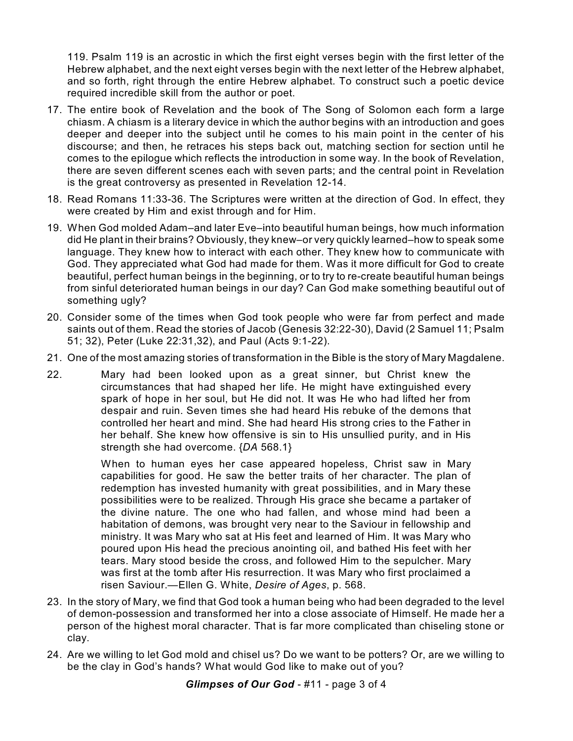119. Psalm 119 is an acrostic in which the first eight verses begin with the first letter of the Hebrew alphabet, and the next eight verses begin with the next letter of the Hebrew alphabet, and so forth, right through the entire Hebrew alphabet. To construct such a poetic device required incredible skill from the author or poet.

17. The entire book of Revelation and the book of The Song of Solomon each form a large chiasm. A chiasm is a literary device in which the author begins with an introduction and goes deeper and deeper into the subject until he comes to his main point in the center of his discourse; and then, he retraces his steps back out, matching section for section until he comes to the epilogue which reflects the introduction in some way. In the book of Revelation, there are seven different scenes each with seven parts; and the central point in Revelation is the great controversy as presented in Revelation 12-14.

18. Read Romans 11:33-36. The Scriptures were written at the direction of God. In effect, they were created by Him and exist through and for Him.

19. When God molded Adam–and later Eve–into beautiful human beings, how much information did He plant in their brains? Obviously, they knew–or very quickly learned–how to speak some language. They knew how to interact with each other. They knew how to communicate with God. They appreciated what God had made for them. Was it more difficult for God to create beautiful, perfect human beings in the beginning, or to try to re-create beautiful human beings from sinful deteriorated human beings in our day? Can God make something beautiful out of something ugly?

20. Consider some of the times when God took people who were far from perfect and made saints out of them. Read the stories of Jacob (Genesis 32:22-30), David (2 Samuel 11; Psalm 51; 32), Peter (Luke 22:31,32), and Paul (Acts 9:1-22).

21. One of the most amazing stories of transformation in the Bible is the story of Mary Magdalene.

22.

> Mary had been looked upon as a great sinner, but Christ knew the circumstances that had shaped her life. He might have extinguished every spark of hope in her soul, but He did not. It was He who had lifted her from despair and ruin. Seven times she had heard His rebuke of the demons that controlled her heart and mind. She had heard His strong cries to the Father in her behalf. She knew how offensive is sin to His unsullied purity, and in His strength she had overcome. {*DA* 568.1}
>
> When to human eyes her case appeared hopeless, Christ saw in Mary capabilities for good. He saw the better traits of her character. The plan of redemption has invested humanity with great possibilities, and in Mary these possibilities were to be realized. Through His grace she became a partaker of the divine nature. The one who had fallen, and whose mind had been a habitation of demons, was brought very near to the Saviour in fellowship and ministry. It was Mary who sat at His feet and learned of Him. It was Mary who poured upon His head the precious anointing oil, and bathed His feet with her tears. Mary stood beside the cross, and followed Him to the sepulcher. Mary was first at the tomb after His resurrection. It was Mary who first proclaimed a risen Saviour.—Ellen G. White, *Desire of Ages*, p. 568.

23. In the story of Mary, we find that God took a human being who had been degraded to the level of demon-possession and transformed her into a close associate of Himself. He made her a person of the highest moral character. That is far more complicated than chiseling stone or clay.

24. Are we willing to let God mold and chisel us? Do we want to be potters? Or, are we willing to be the clay in God's hands? What would God like to make out of you?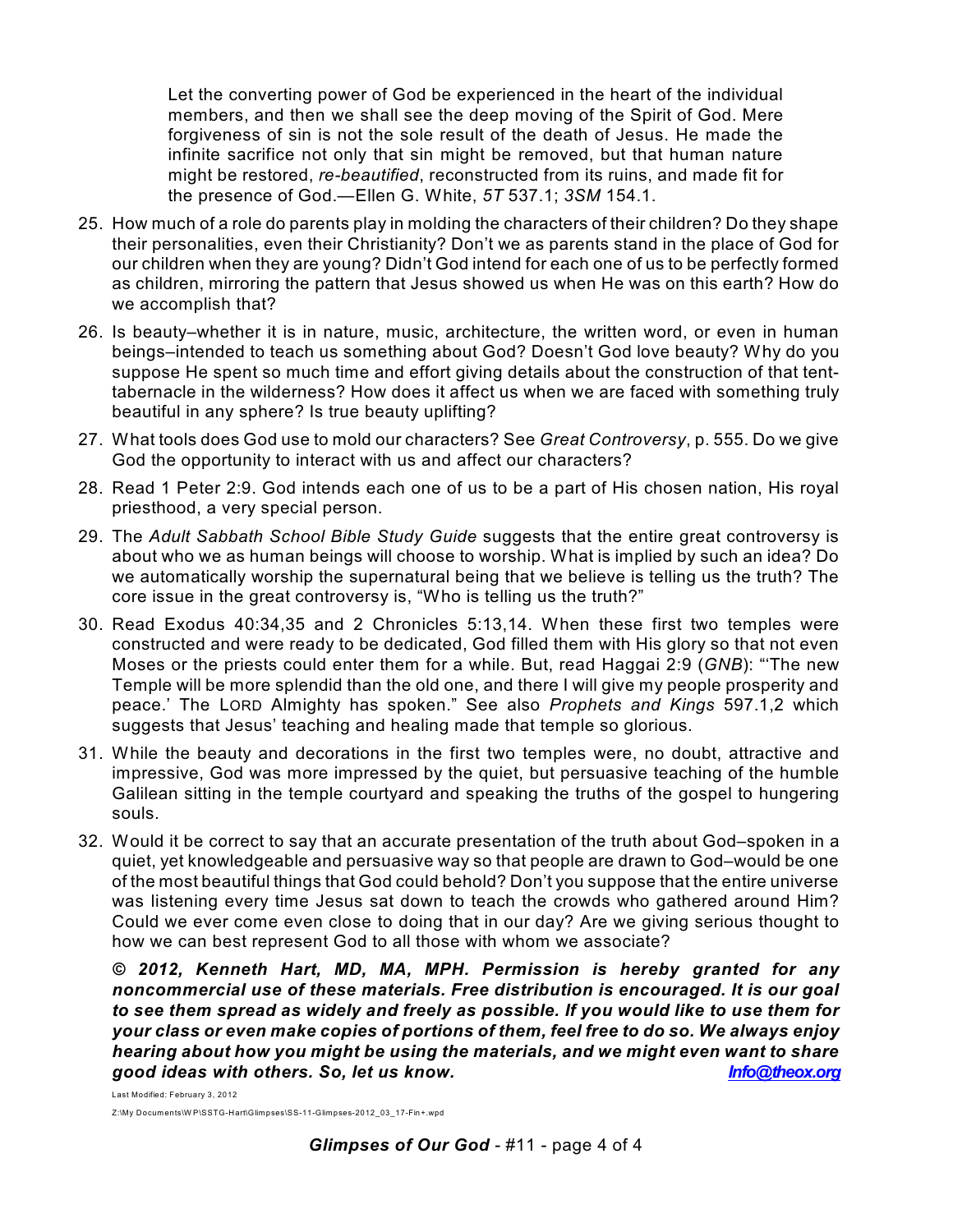> Let the converting power of God be experienced in the heart of the individual members, and then we shall see the deep moving of the Spirit of God. Mere forgiveness of sin is not the sole result of the death of Jesus. He made the infinite sacrifice not only that sin might be removed, but that human nature might be restored, *re-beautified*, reconstructed from its ruins, and made fit for the presence of God.—Ellen G. White, *5T* 537.1; *3SM* 154.1.

25. How much of a role do parents play in molding the characters of their children? Do they shape their personalities, even their Christianity? Don't we as parents stand in the place of God for our children when they are young? Didn't God intend for each one of us to be perfectly formed as children, mirroring the pattern that Jesus showed us when He was on this earth? How do we accomplish that?

26. Is beauty–whether it is in nature, music, architecture, the written word, or even in human beings–intended to teach us something about God? Doesn't God love beauty? Why do you suppose He spent so much time and effort giving details about the construction of that tent-tabernacle in the wilderness? How does it affect us when we are faced with something truly beautiful in any sphere? Is true beauty uplifting?

27. What tools does God use to mold our characters? See *Great Controversy*, p. 555. Do we give God the opportunity to interact with us and affect our characters?

28. Read 1 Peter 2:9. God intends each one of us to be a part of His chosen nation, His royal priesthood, a very special person.

29. The *Adult Sabbath School Bible Study Guide* suggests that the entire great controversy is about who we as human beings will choose to worship. What is implied by such an idea? Do we automatically worship the supernatural being that we believe is telling us the truth? The core issue in the great controversy is, "Who is telling us the truth?"

30. Read Exodus 40:34,35 and 2 Chronicles 5:13,14. When these first two temples were constructed and were ready to be dedicated, God filled them with His glory so that not even Moses or the priests could enter them for a while. But, read Haggai 2:9 (*GNB*): "'The new Temple will be more splendid than the old one, and there I will give my people prosperity and peace.' The LORD Almighty has spoken." See also *Prophets and Kings* 597.1,2 which suggests that Jesus' teaching and healing made that temple so glorious.

31. While the beauty and decorations in the first two temples were, no doubt, attractive and impressive, God was more impressed by the quiet, but persuasive teaching of the humble Galilean sitting in the temple courtyard and speaking the truths of the gospel to hungering souls.

32. Would it be correct to say that an accurate presentation of the truth about God–spoken in a quiet, yet knowledgeable and persuasive way so that people are drawn to God–would be one of the most beautiful things that God could behold? Don't you suppose that the entire universe was listening every time Jesus sat down to teach the crowds who gathered around Him? Could we ever come even close to doing that in our day? Are we giving serious thought to how we can best represent God to all those with whom we associate?

***© 2012, Kenneth Hart, MD, MA, MPH. Permission is hereby granted for any noncommercial use of these materials. Free distribution is encouraged. It is our goal to see them spread as widely and freely as possible. If you would like to use them for your class or even make copies of portions of them, feel free to do so. We always enjoy hearing about how you might be using the materials, and we might even want to share good ideas with others. So, let us know.*** ***Info@theox.org***

Last Modified: February 3, 2012

Z:\My Documents\WP\SSTG-Hart\Glimpses\SS-11-Glimpses-2012_03_17-Fin+.wpd